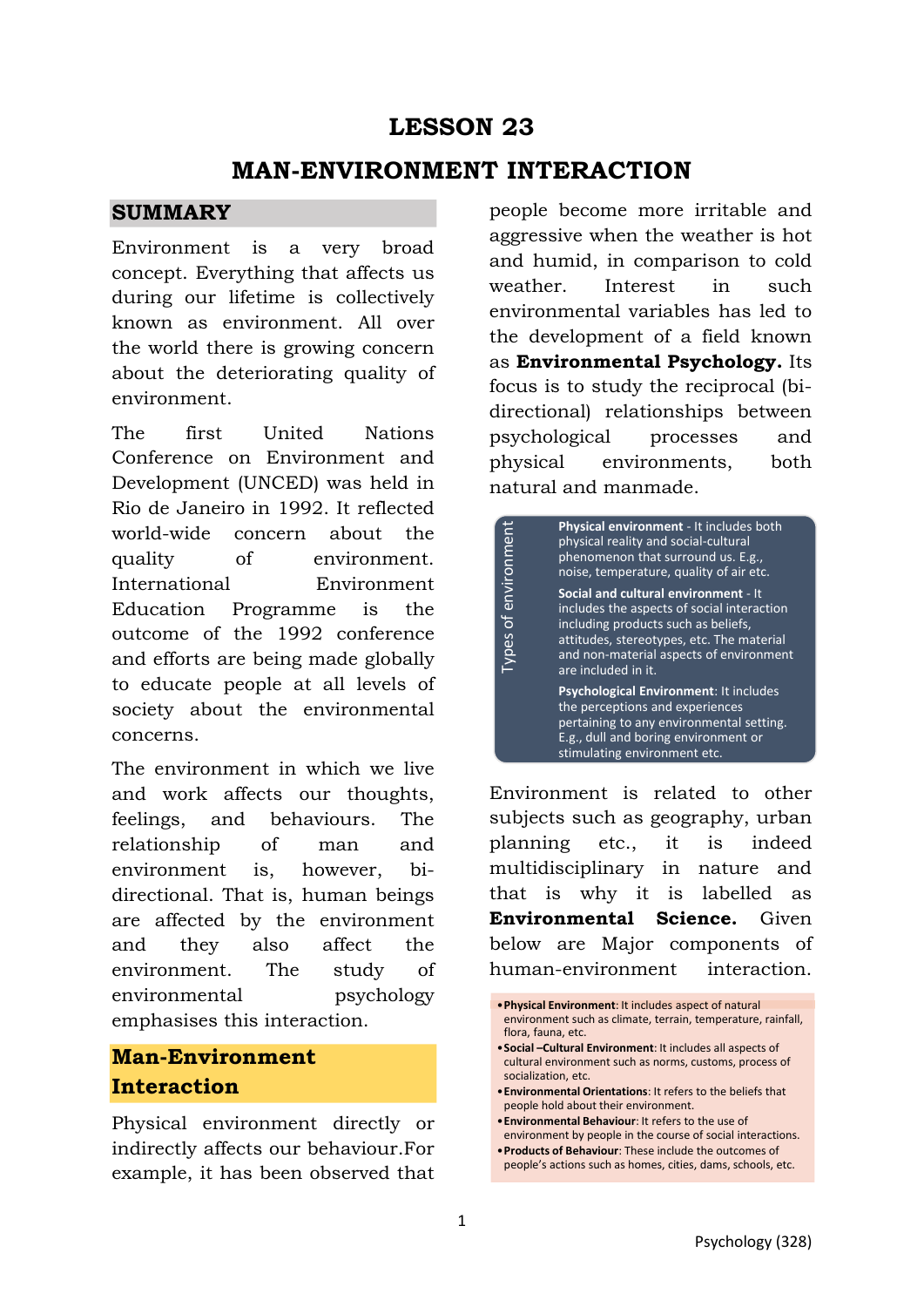# LESSON 23

# MAN-ENVIRONMENT INTERACTION

## SUMMARY

Environment is a very broad concept. Everything that affects us during our lifetime is collectively known as environment. All over the world there is growing concern about the deteriorating quality of environment.

The first United Nations Conference on Environment and Development (UNCED) was held in Rio de Janeiro in 1992. It reflected world-wide concern about the quality of environment. International Environment Education Programme is the outcome of the 1992 conference and efforts are being made globally to educate people at all levels of society about the environmental concerns.

The environment in which we live and work affects our thoughts, feelings, and behaviours. The relationship of man and environment is, however, bi-directional. That is, human beings are affected by the environment and they also affect the environment. The study of environmental psychology emphasises this interaction.

## Man-Environment Interaction

Physical environment directly or indirectly affects our behaviour.For example, it has been observed that people become more irritable and aggressive when the weather is hot and humid, in comparison to cold weather. Interest in such environmental variables has led to the development of a field known as **Environmental Psychology.** Its focus is to study the reciprocal (bi-directional) relationships between psychological processes and physical environments, both natural and manmade.

**Types of environment**

- **Physical environment** - It includes both physical reality and social-cultural phenomenon that surround us. E.g., noise, temperature, quality of air etc.
- **Social and cultural environment** - It includes the aspects of social interaction including products such as beliefs, attitudes, stereotypes, etc. The material and non-material aspects of environment are included in it.
- **Psychological Environment**: It includes the perceptions and experiences pertaining to any environmental setting. E.g., dull and boring environment or stimulating environment etc.

Environment is related to other subjects such as geography, urban planning etc., it is indeed multidisciplinary in nature and that is why it is labelled as **Environmental Science.** Given below are Major components of human-environment interaction.

- **Physical Environment**: It includes aspect of natural environment such as climate, terrain, temperature, rainfall, flora, fauna, etc.
- **Social –Cultural Environment**: It includes all aspects of cultural environment such as norms, customs, process of socialization, etc.
- **Environmental Orientations**: It refers to the beliefs that people hold about their environment.
- **Environmental Behaviour**: It refers to the use of environment by people in the course of social interactions.
- **Products of Behaviour**: These include the outcomes of people's actions such as homes, cities, dams, schools, etc.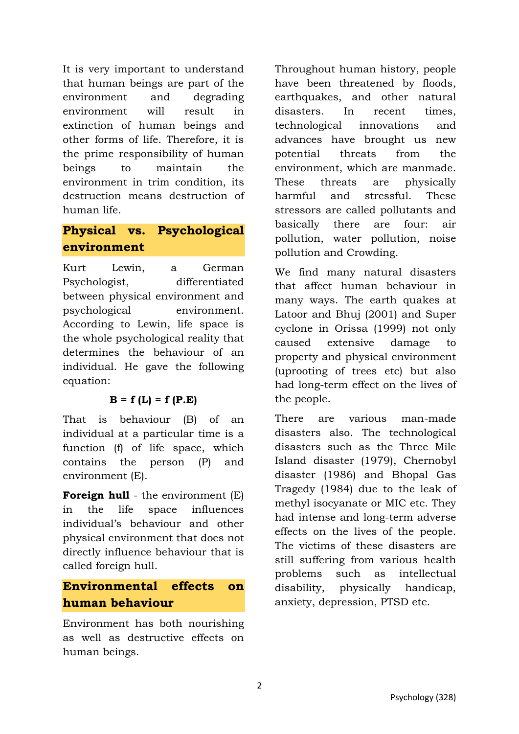It is very important to understand that human beings are part of the environment and degrading environment will result in extinction of human beings and other forms of life. Therefore, it is the prime responsibility of human beings to maintain the environment in trim condition, its destruction means destruction of human life.

## Physical vs. Psychological environment

Kurt Lewin, a German Psychologist, differentiated between physical environment and psychological environment. According to Lewin, life space is the whole psychological reality that determines the behaviour of an individual. He gave the following equation:

$$B = f(L) = f(P.E)$$

That is behaviour (B) of an individual at a particular time is a function (f) of life space, which contains the person (P) and environment (E).

**Foreign hull** - the environment (E) in the life space influences individual's behaviour and other physical environment that does not directly influence behaviour that is called foreign hull.

## Environmental effects on human behaviour

Environment has both nourishing as well as destructive effects on human beings.

Throughout human history, people have been threatened by floods, earthquakes, and other natural disasters. In recent times, technological innovations and advances have brought us new potential threats from the environment, which are manmade. These threats are physically harmful and stressful. These stressors are called pollutants and basically there are four: air pollution, water pollution, noise pollution and Crowding.

We find many natural disasters that affect human behaviour in many ways. The earth quakes at Latoor and Bhuj (2001) and Super cyclone in Orissa (1999) not only caused extensive damage to property and physical environment (uprooting of trees etc) but also had long-term effect on the lives of the people.

There are various man-made disasters also. The technological disasters such as the Three Mile Island disaster (1979), Chernobyl disaster (1986) and Bhopal Gas Tragedy (1984) due to the leak of methyl isocyanate or MIC etc. They had intense and long-term adverse effects on the lives of the people. The victims of these disasters are still suffering from various health problems such as intellectual disability, physically handicap, anxiety, depression, PTSD etc.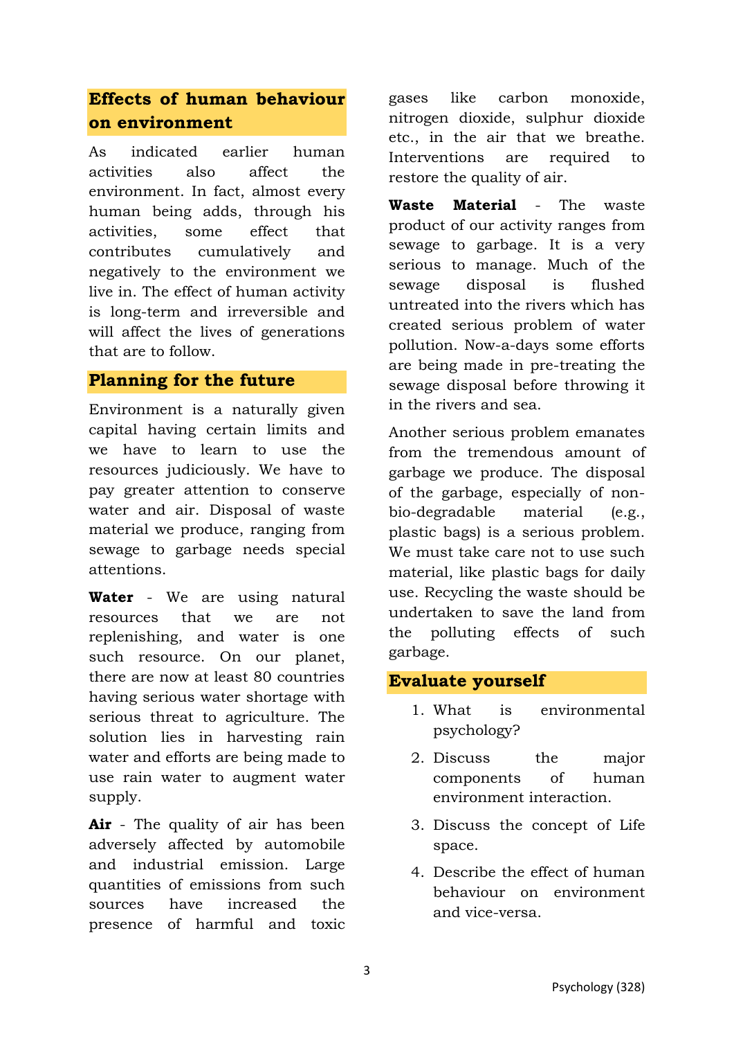## Effects of human behaviour on environment

As indicated earlier human activities also affect the environment. In fact, almost every human being adds, through his activities, some effect that contributes cumulatively and negatively to the environment we live in. The effect of human activity is long-term and irreversible and will affect the lives of generations that are to follow.

## Planning for the future

Environment is a naturally given capital having certain limits and we have to learn to use the resources judiciously. We have to pay greater attention to conserve water and air. Disposal of waste material we produce, ranging from sewage to garbage needs special attentions.

**Water** - We are using natural resources that we are not replenishing, and water is one such resource. On our planet, there are now at least 80 countries having serious water shortage with serious threat to agriculture. The solution lies in harvesting rain water and efforts are being made to use rain water to augment water supply.

**Air** - The quality of air has been adversely affected by automobile and industrial emission. Large quantities of emissions from such sources have increased the presence of harmful and toxic gases like carbon monoxide, nitrogen dioxide, sulphur dioxide etc., in the air that we breathe. Interventions are required to restore the quality of air.

**Waste Material** - The waste product of our activity ranges from sewage to garbage. It is a very serious to manage. Much of the sewage disposal is flushed untreated into the rivers which has created serious problem of water pollution. Now-a-days some efforts are being made in pre-treating the sewage disposal before throwing it in the rivers and sea.

Another serious problem emanates from the tremendous amount of garbage we produce. The disposal of the garbage, especially of non-bio-degradable material (e.g., plastic bags) is a serious problem. We must take care not to use such material, like plastic bags for daily use. Recycling the waste should be undertaken to save the land from the polluting effects of such garbage.

## Evaluate yourself

1. What is environmental psychology?
2. Discuss the major components of human environment interaction.
3. Discuss the concept of Life space.
4. Describe the effect of human behaviour on environment and vice-versa.